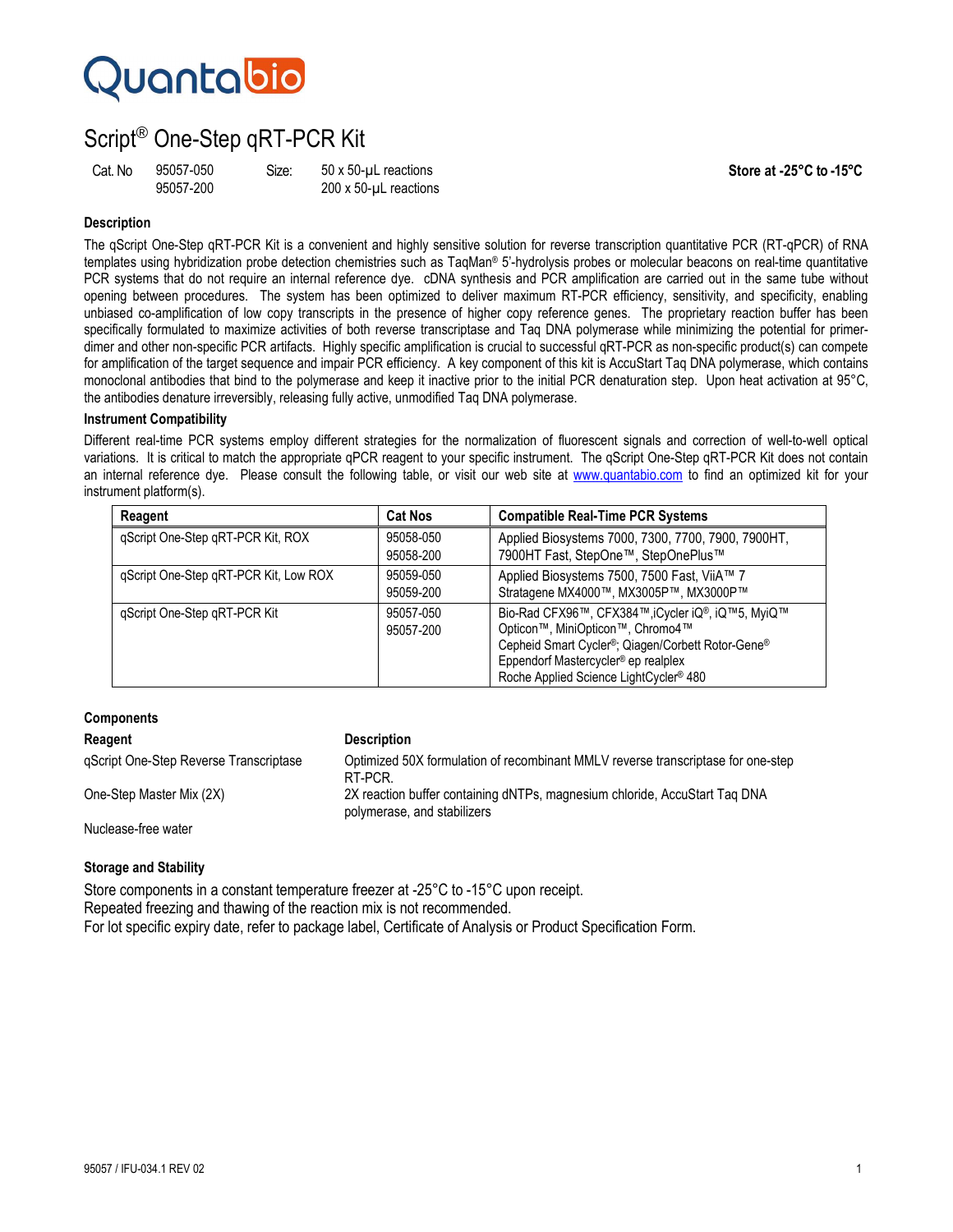Quantabio

# Script® One-Step qRT-PCR Kit

| Cat. No | | Size: | | |
|---|---|---|---|---|
| | 95057-050 | | 50 x 50-µL reactions | **Store at -25°C to -15°C** |
| | 95057-200 | | 200 x 50-µL reactions | |

### Description

The qScript One-Step qRT-PCR Kit is a convenient and highly sensitive solution for reverse transcription quantitative PCR (RT-qPCR) of RNA templates using hybridization probe detection chemistries such as TaqMan® 5'-hydrolysis probes or molecular beacons on real-time quantitative PCR systems that do not require an internal reference dye. cDNA synthesis and PCR amplification are carried out in the same tube without opening between procedures. The system has been optimized to deliver maximum RT-PCR efficiency, sensitivity, and specificity, enabling unbiased co-amplification of low copy transcripts in the presence of higher copy reference genes. The proprietary reaction buffer has been specifically formulated to maximize activities of both reverse transcriptase and Taq DNA polymerase while minimizing the potential for primer-dimer and other non-specific PCR artifacts. Highly specific amplification is crucial to successful qRT-PCR as non-specific product(s) can compete for amplification of the target sequence and impair PCR efficiency. A key component of this kit is AccuStart Taq DNA polymerase, which contains monoclonal antibodies that bind to the polymerase and keep it inactive prior to the initial PCR denaturation step. Upon heat activation at 95°C, the antibodies denature irreversibly, releasing fully active, unmodified Taq DNA polymerase.

### Instrument Compatibility

Different real-time PCR systems employ different strategies for the normalization of fluorescent signals and correction of well-to-well optical variations. It is critical to match the appropriate qPCR reagent to your specific instrument. The qScript One-Step qRT-PCR Kit does not contain an internal reference dye. Please consult the following table, or visit our web site at www.quantabio.com to find an optimized kit for your instrument platform(s).

| Reagent | Cat Nos | Compatible Real-Time PCR Systems |
|---|---|---|
| qScript One-Step qRT-PCR Kit, ROX | 95058-050<br>95058-200 | Applied Biosystems 7000, 7300, 7700, 7900, 7900HT, 7900HT Fast, StepOne™, StepOnePlus™ |
| qScript One-Step qRT-PCR Kit, Low ROX | 95059-050<br>95059-200 | Applied Biosystems 7500, 7500 Fast, ViiA™ 7<br>Stratagene MX4000™, MX3005P™, MX3000P™ |
| qScript One-Step qRT-PCR Kit | 95057-050<br>95057-200 | Bio-Rad CFX96™, CFX384™,iCycler iQ®, iQ™5, MyiQ™ Opticon™, MiniOpticon™, Chromo4™<br>Cepheid Smart Cycler®; Qiagen/Corbett Rotor-Gene®<br>Eppendorf Mastercycler® ep realplex<br>Roche Applied Science LightCycler® 480 |

### Components

| Reagent | Description |
|---|---|
| qScript One-Step Reverse Transcriptase | Optimized 50X formulation of recombinant MMLV reverse transcriptase for one-step RT-PCR. |
| One-Step Master Mix (2X) | 2X reaction buffer containing dNTPs, magnesium chloride, AccuStart Taq DNA polymerase, and stabilizers |
| Nuclease-free water | |

### Storage and Stability

Store components in a constant temperature freezer at -25°C to -15°C upon receipt.
Repeated freezing and thawing of the reaction mix is not recommended.
For lot specific expiry date, refer to package label, Certificate of Analysis or Product Specification Form.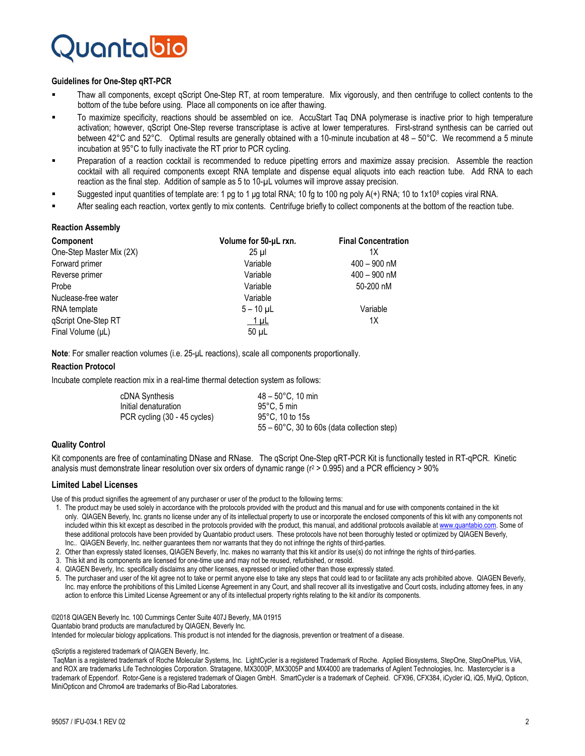Quantabio

### Guidelines for One-Step qRT-PCR

- Thaw all components, except qScript One-Step RT, at room temperature. Mix vigorously, and then centrifuge to collect contents to the bottom of the tube before using. Place all components on ice after thawing.
- To maximize specificity, reactions should be assembled on ice. AccuStart Taq DNA polymerase is inactive prior to high temperature activation; however, qScript One-Step reverse transcriptase is active at lower temperatures. First-strand synthesis can be carried out between 42°C and 52°C. Optimal results are generally obtained with a 10-minute incubation at 48 – 50°C. We recommend a 5 minute incubation at 95°C to fully inactivate the RT prior to PCR cycling.
- Preparation of a reaction cocktail is recommended to reduce pipetting errors and maximize assay precision. Assemble the reaction cocktail with all required components except RNA template and dispense equal aliquots into each reaction tube. Add RNA to each reaction as the final step. Addition of sample as 5 to 10-µL volumes will improve assay precision.
- Suggested input quantities of template are: 1 pg to 1 µg total RNA; 10 fg to 100 ng poly A(+) RNA; 10 to $1x10^8$ copies viral RNA.
- After sealing each reaction, vortex gently to mix contents. Centrifuge briefly to collect components at the bottom of the reaction tube.

### Reaction Assembly

| Component | Volume for 50-µL rxn. | Final Concentration |
|---|---|---|
| One-Step Master Mix (2X) | 25 µl | 1X |
| Forward primer | Variable | 400 – 900 nM |
| Reverse primer | Variable | 400 – 900 nM |
| Probe | Variable | 50-200 nM |
| Nuclease-free water | Variable | |
| RNA template | 5 – 10 µL | Variable |
| qScript One-Step RT | 1 µL | 1X |
| Final Volume (µL) | 50 µL | |

**Note**: For smaller reaction volumes (i.e. 25-µL reactions), scale all components proportionally.

### Reaction Protocol

Incubate complete reaction mix in a real-time thermal detection system as follows:

| | |
|---|---|
| cDNA Synthesis | 48 – 50°C, 10 min |
| Initial denaturation | 95°C, 5 min |
| PCR cycling (30 - 45 cycles) | 95°C, 10 to 15s |
| | 55 – 60°C, 30 to 60s (data collection step) |

### Quality Control

Kit components are free of contaminating DNase and RNase. The qScript One-Step qRT-PCR Kit is functionally tested in RT-qPCR. Kinetic analysis must demonstrate linear resolution over six orders of dynamic range ($r^2 > 0.995$) and a PCR efficiency > 90%

### Limited Label Licenses

Use of this product signifies the agreement of any purchaser or user of the product to the following terms:

1. The product may be used solely in accordance with the protocols provided with the product and this manual and for use with components contained in the kit only. QIAGEN Beverly, Inc. grants no license under any of its intellectual property to use or incorporate the enclosed components of this kit with any components not included within this kit except as described in the protocols provided with the product, this manual, and additional protocols available at www.quantabio.com. Some of these additional protocols have been provided by Quantabio product users. These protocols have not been thoroughly tested or optimized by QIAGEN Beverly, Inc.. QIAGEN Beverly, Inc. neither guarantees them nor warrants that they do not infringe the rights of third-parties.
2. Other than expressly stated licenses, QIAGEN Beverly, Inc. makes no warranty that this kit and/or its use(s) do not infringe the rights of third-parties.
3. This kit and its components are licensed for one-time use and may not be reused, refurbished, or resold.
4. QIAGEN Beverly, Inc. specifically disclaims any other licenses, expressed or implied other than those expressly stated.
5. The purchaser and user of the kit agree not to take or permit anyone else to take any steps that could lead to or facilitate any acts prohibited above. QIAGEN Beverly, Inc. may enforce the prohibitions of this Limited License Agreement in any Court, and shall recover all its investigative and Court costs, including attorney fees, in any action to enforce this Limited License Agreement or any of its intellectual property rights relating to the kit and/or its components.

©2018 QIAGEN Beverly Inc. 100 Cummings Center Suite 407J Beverly, MA 01915
Quantabio brand products are manufactured by QIAGEN, Beverly Inc.
Intended for molecular biology applications. This product is not intended for the diagnosis, prevention or treatment of a disease.

qScriptis a registered trademark of QIAGEN Beverly, Inc.
TaqMan is a registered trademark of Roche Molecular Systems, Inc. LightCycler is a registered Trademark of Roche. Applied Biosystems, StepOne, StepOnePlus, ViiA, and ROX are trademarks Life Technologies Corporation. Stratagene, MX3000P, MX3005P and MX4000 are trademarks of Agilent Technologies, Inc. Mastercycler is a trademark of Eppendorf. Rotor-Gene is a registered trademark of Qiagen GmbH. SmartCycler is a trademark of Cepheid. CFX96, CFX384, iCycler iQ, iQ5, MyiQ, Opticon, MiniOpticon and Chromo4 are trademarks of Bio-Rad Laboratories.

95057 / IFU-034.1 REV 02